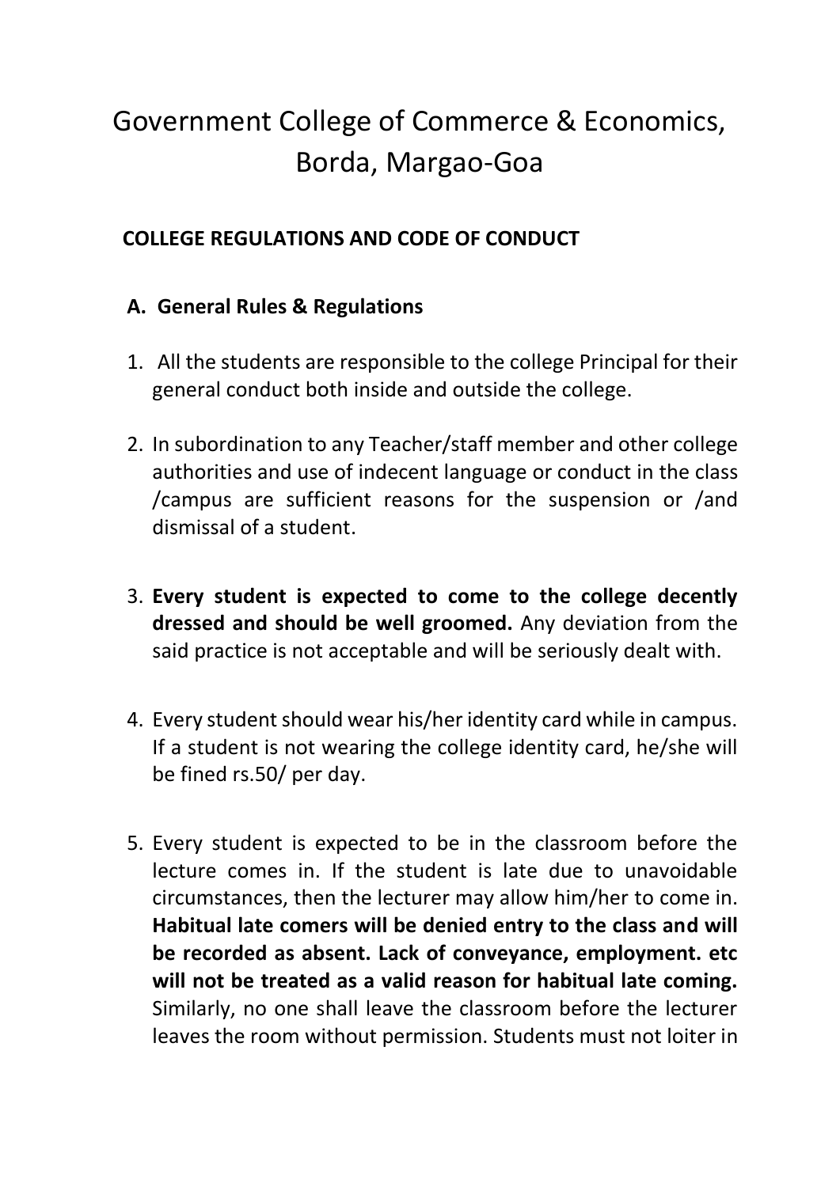# Government College of Commerce & Economics, Borda, Margao-Goa

## COLLEGE REGULATIONS AND CODE OF CONDUCT

### A. General Rules & Regulations

1. All the students are responsible to the college Principal for their general conduct both inside and outside the college.

2. In subordination to any Teacher/staff member and other college authorities and use of indecent language or conduct in the class /campus are sufficient reasons for the suspension or /and dismissal of a student.

3. **Every student is expected to come to the college decently dressed and should be well groomed.** Any deviation from the said practice is not acceptable and will be seriously dealt with.

4. Every student should wear his/her identity card while in campus. If a student is not wearing the college identity card, he/she will be fined rs.50/ per day.

5. Every student is expected to be in the classroom before the lecture comes in. If the student is late due to unavoidable circumstances, then the lecturer may allow him/her to come in. **Habitual late comers will be denied entry to the class and will be recorded as absent. Lack of conveyance, employment. etc will not be treated as a valid reason for habitual late coming.** Similarly, no one shall leave the classroom before the lecturer leaves the room without permission. Students must not loiter in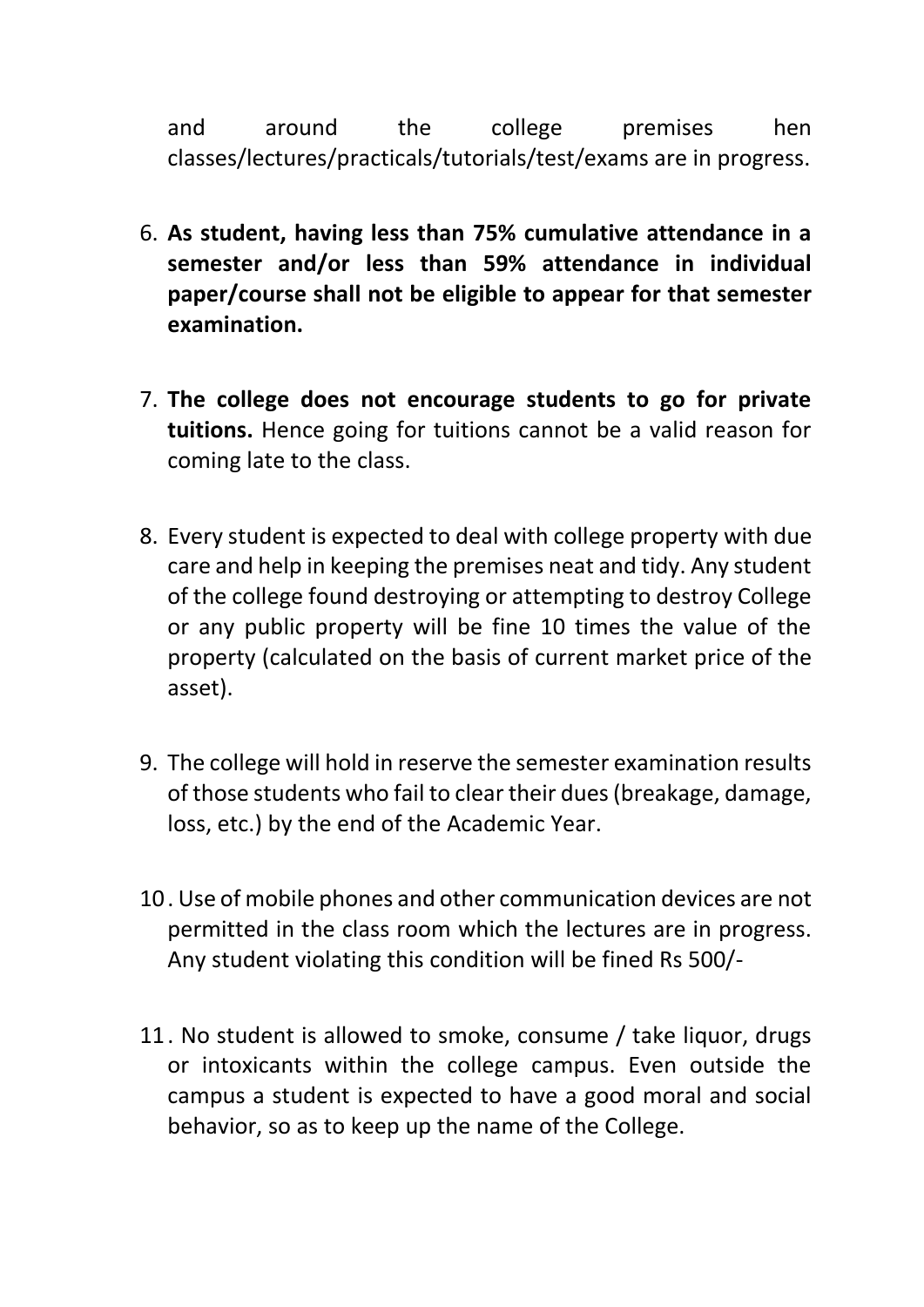and around the college premises hen classes/lectures/practicals/tutorials/test/exams are in progress.

6. **As student, having less than 75% cumulative attendance in a semester and/or less than 59% attendance in individual paper/course shall not be eligible to appear for that semester examination.**

7. **The college does not encourage students to go for private tuitions.** Hence going for tuitions cannot be a valid reason for coming late to the class.

8. Every student is expected to deal with college property with due care and help in keeping the premises neat and tidy. Any student of the college found destroying or attempting to destroy College or any public property will be fine 10 times the value of the property (calculated on the basis of current market price of the asset).

9. The college will hold in reserve the semester examination results of those students who fail to clear their dues (breakage, damage, loss, etc.) by the end of the Academic Year.

10. Use of mobile phones and other communication devices are not permitted in the class room which the lectures are in progress. Any student violating this condition will be fined Rs 500/-

11. No student is allowed to smoke, consume / take liquor, drugs or intoxicants within the college campus. Even outside the campus a student is expected to have a good moral and social behavior, so as to keep up the name of the College.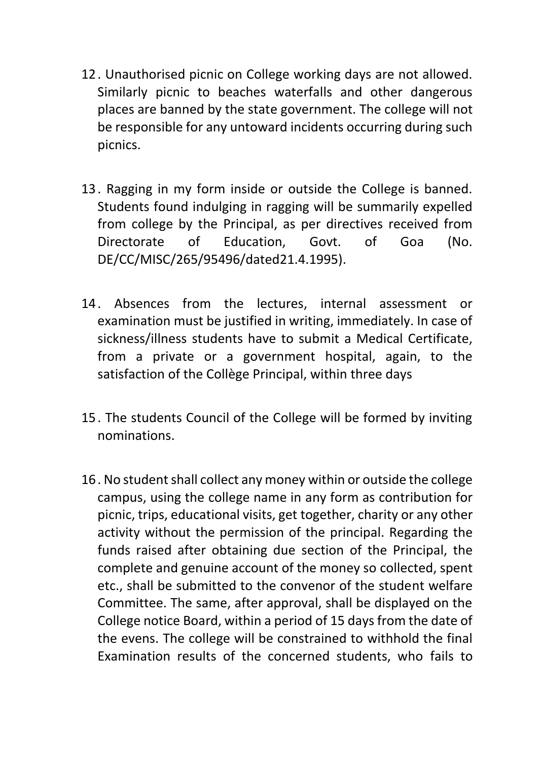12. Unauthorised picnic on College working days are not allowed. Similarly picnic to beaches waterfalls and other dangerous places are banned by the state government. The college will not be responsible for any untoward incidents occurring during such picnics.

13. Ragging in my form inside or outside the College is banned. Students found indulging in ragging will be summarily expelled from college by the Principal, as per directives received from Directorate of Education, Govt. of Goa (No. DE/CC/MISC/265/95496/dated21.4.1995).

14. Absences from the lectures, internal assessment or examination must be justified in writing, immediately. In case of sickness/illness students have to submit a Medical Certificate, from a private or a government hospital, again, to the satisfaction of the Collège Principal, within three days

15. The students Council of the College will be formed by inviting nominations.

16. No student shall collect any money within or outside the college campus, using the college name in any form as contribution for picnic, trips, educational visits, get together, charity or any other activity without the permission of the principal. Regarding the funds raised after obtaining due section of the Principal, the complete and genuine account of the money so collected, spent etc., shall be submitted to the convenor of the student welfare Committee. The same, after approval, shall be displayed on the College notice Board, within a period of 15 days from the date of the evens. The college will be constrained to withhold the final Examination results of the concerned students, who fails to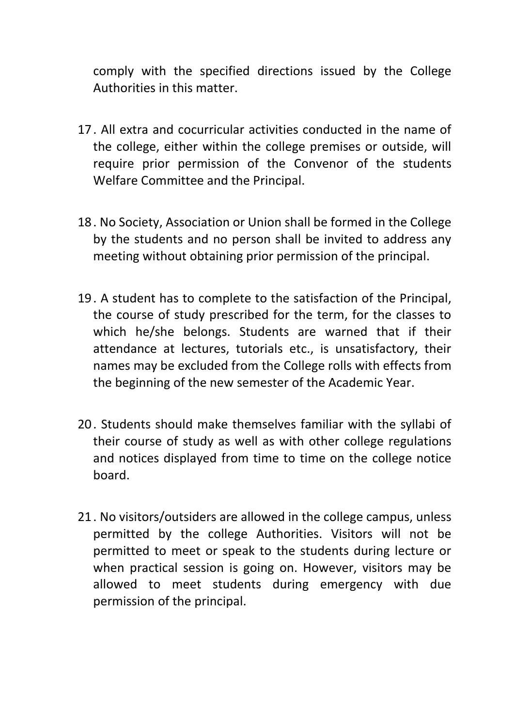comply with the specified directions issued by the College Authorities in this matter.

17. All extra and cocurricular activities conducted in the name of the college, either within the college premises or outside, will require prior permission of the Convenor of the students Welfare Committee and the Principal.

18. No Society, Association or Union shall be formed in the College by the students and no person shall be invited to address any meeting without obtaining prior permission of the principal.

19. A student has to complete to the satisfaction of the Principal, the course of study prescribed for the term, for the classes to which he/she belongs. Students are warned that if their attendance at lectures, tutorials etc., is unsatisfactory, their names may be excluded from the College rolls with effects from the beginning of the new semester of the Academic Year.

20. Students should make themselves familiar with the syllabi of their course of study as well as with other college regulations and notices displayed from time to time on the college notice board.

21. No visitors/outsiders are allowed in the college campus, unless permitted by the college Authorities. Visitors will not be permitted to meet or speak to the students during lecture or when practical session is going on. However, visitors may be allowed to meet students during emergency with due permission of the principal.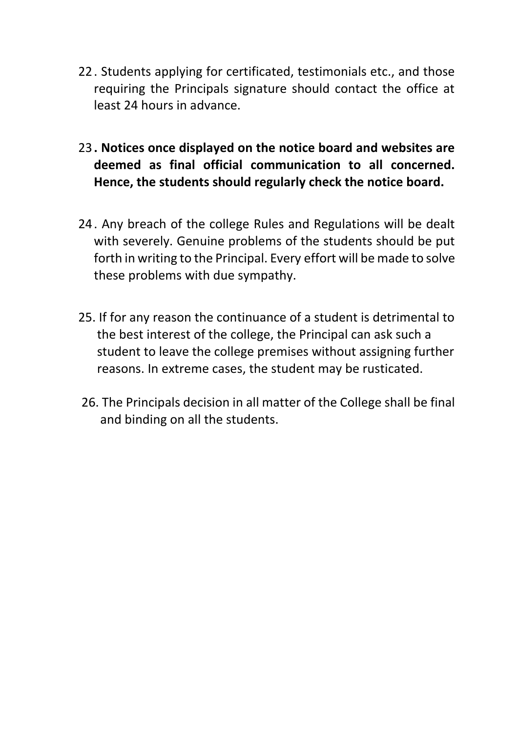22. Students applying for certificated, testimonials etc., and those requiring the Principals signature should contact the office at least 24 hours in advance.

23. **Notices once displayed on the notice board and websites are deemed as final official communication to all concerned. Hence, the students should regularly check the notice board.**

24. Any breach of the college Rules and Regulations will be dealt with severely. Genuine problems of the students should be put forth in writing to the Principal. Every effort will be made to solve these problems with due sympathy.

25. If for any reason the continuance of a student is detrimental to the best interest of the college, the Principal can ask such a student to leave the college premises without assigning further reasons. In extreme cases, the student may be rusticated.

26. The Principals decision in all matter of the College shall be final and binding on all the students.